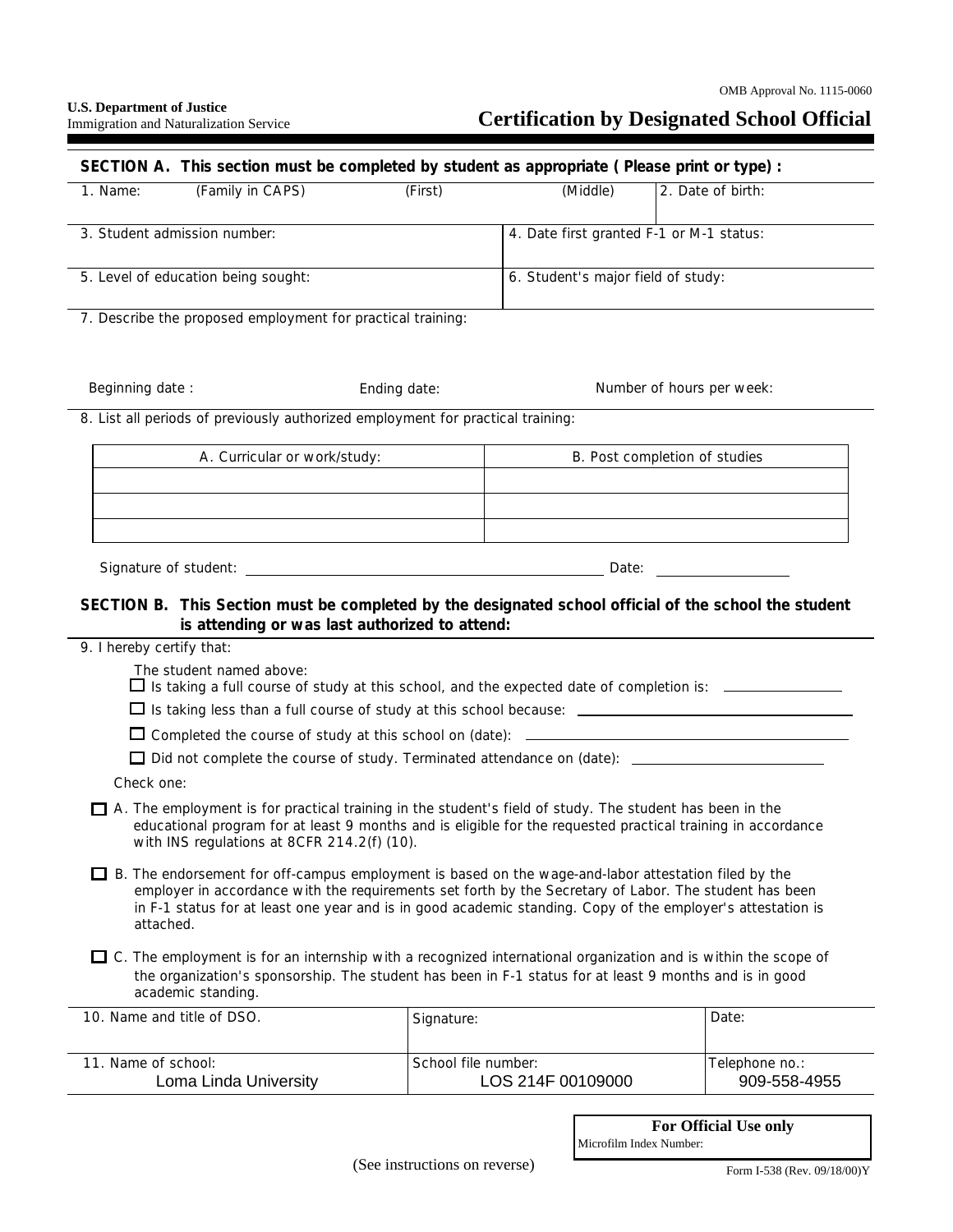OMB Approval No. 1115-0060

**U.S. Department of Justice**
Immigration and Naturalization Service

# Certification by Designated School Official

**SECTION A. This section must be completed by student as appropriate ( Please print or type) :**

1. Name: (Family in CAPS) (First) (Middle)
2. Date of birth:
3. Student admission number:
4. Date first granted F-1 or M-1 status:
5. Level of education being sought:
6. Student's major field of study:
7. Describe the proposed employment for practical training:

Beginning date : Ending date: Number of hours per week:

8. List all periods of previously authorized employment for practical training:

| A. Curricular or work/study: | B. Post completion of studies |
|---|---|
| | |
| | |
| | |

Signature of student: ______________________ Date: __________

**SECTION B. This Section must be completed by the designated school official of the school the student is attending or was last authorized to attend:**

9. I hereby certify that:

The student named above:

- ☐ Is taking a full course of study at this school, and the expected date of completion is: __________
- ☐ Is taking less than a full course of study at this school because: __________
- ☐ Completed the course of study at this school on (date): __________
- ☐ Did not complete the course of study. Terminated attendance on (date): __________

Check one:

- ☐ A. The employment is for practical training in the student's field of study. The student has been in the educational program for at least 9 months and is eligible for the requested practical training in accordance with INS regulations at 8CFR 214.2(f) (10).
- ☐ B. The endorsement for off-campus employment is based on the wage-and-labor attestation filed by the employer in accordance with the requirements set forth by the Secretary of Labor. The student has been in F-1 status for at least one year and is in good academic standing. Copy of the employer's attestation is attached.
- ☐ C. The employment is for an internship with a recognized international organization and is within the scope of the organization's sponsorship. The student has been in F-1 status for at least 9 months and is in good academic standing.

| 10. Name and title of DSO. | Signature: | Date: |
|---|---|---|
| 11. Name of school: Loma Linda University | School file number: LOS 214F 00109000 | Telephone no.: 909-558-4955 |

**For Official Use only**
Microfilm Index Number:

(See instructions on reverse)

Form I-538 (Rev. 09/18/00)Y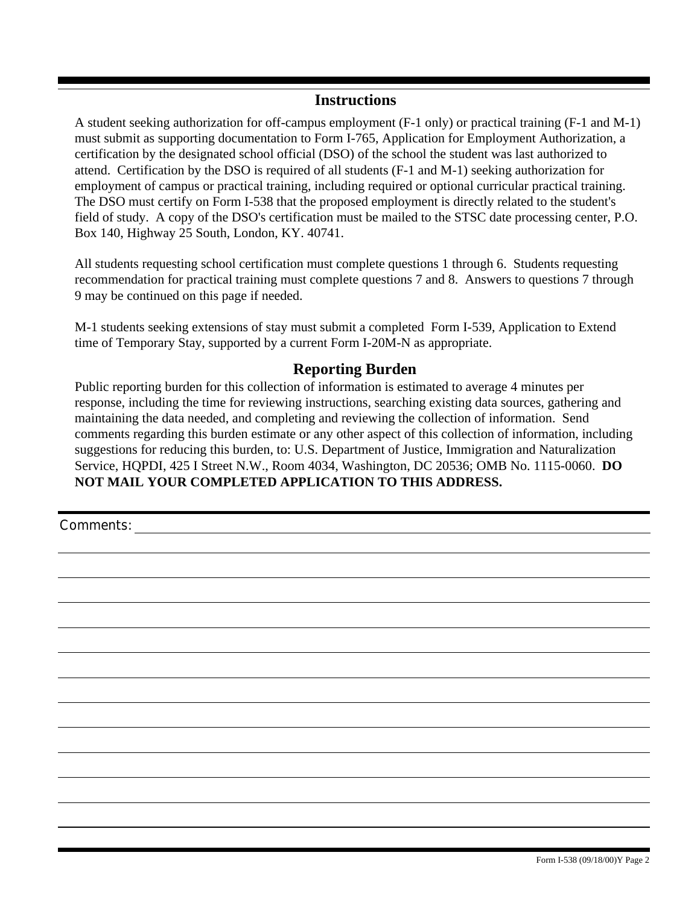## Instructions

A student seeking authorization for off-campus employment (F-1 only) or practical training (F-1 and M-1) must submit as supporting documentation to Form I-765, Application for Employment Authorization, a certification by the designated school official (DSO) of the school the student was last authorized to attend. Certification by the DSO is required of all students (F-1 and M-1) seeking authorization for employment of campus or practical training, including required or optional curricular practical training. The DSO must certify on Form I-538 that the proposed employment is directly related to the student's field of study. A copy of the DSO's certification must be mailed to the STSC date processing center, P.O. Box 140, Highway 25 South, London, KY. 40741.

All students requesting school certification must complete questions 1 through 6. Students requesting recommendation for practical training must complete questions 7 and 8. Answers to questions 7 through 9 may be continued on this page if needed.

M-1 students seeking extensions of stay must submit a completed Form I-539, Application to Extend time of Temporary Stay, supported by a current Form I-20M-N as appropriate.

## Reporting Burden

Public reporting burden for this collection of information is estimated to average 4 minutes per response, including the time for reviewing instructions, searching existing data sources, gathering and maintaining the data needed, and completing and reviewing the collection of information. Send comments regarding this burden estimate or any other aspect of this collection of information, including suggestions for reducing this burden, to: U.S. Department of Justice, Immigration and Naturalization Service, HQPDI, 425 I Street N.W., Room 4034, Washington, DC 20536; OMB No. 1115-0060. **DO NOT MAIL YOUR COMPLETED APPLICATION TO THIS ADDRESS.**

Comments: ______________________________________________

Form I-538 (09/18/00)Y Page 2